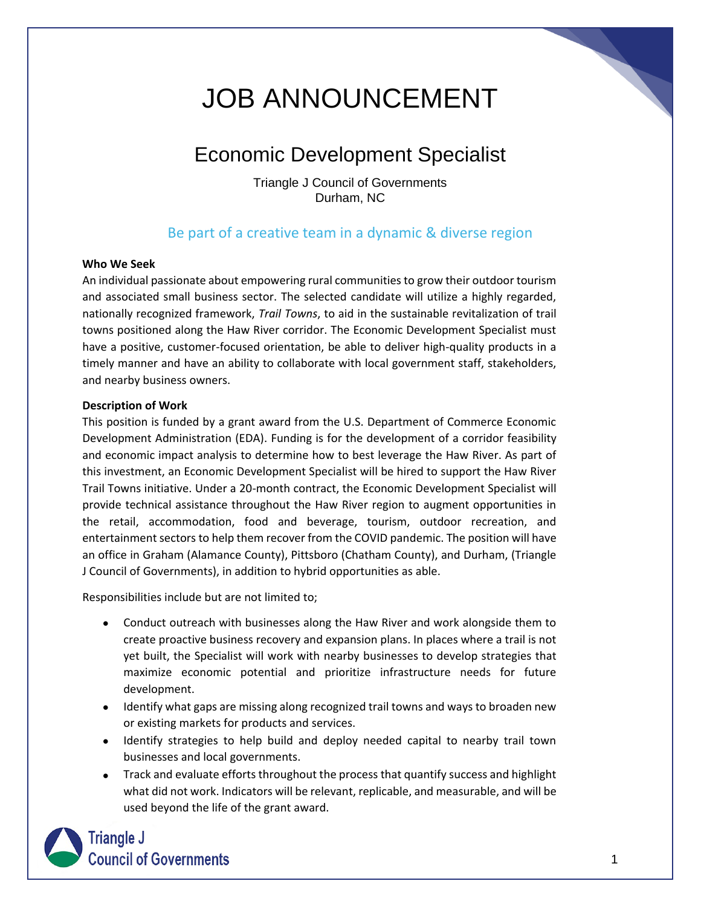# JOB ANNOUNCEMENT

## Economic Development Specialist

Triangle J Council of Governments
Durham, NC

Be part of a creative team in a dynamic & diverse region

**Who We Seek**

An individual passionate about empowering rural communities to grow their outdoor tourism and associated small business sector. The selected candidate will utilize a highly regarded, nationally recognized framework, *Trail Towns*, to aid in the sustainable revitalization of trail towns positioned along the Haw River corridor. The Economic Development Specialist must have a positive, customer-focused orientation, be able to deliver high-quality products in a timely manner and have an ability to collaborate with local government staff, stakeholders, and nearby business owners.

**Description of Work**

This position is funded by a grant award from the U.S. Department of Commerce Economic Development Administration (EDA). Funding is for the development of a corridor feasibility and economic impact analysis to determine how to best leverage the Haw River. As part of this investment, an Economic Development Specialist will be hired to support the Haw River Trail Towns initiative. Under a 20-month contract, the Economic Development Specialist will provide technical assistance throughout the Haw River region to augment opportunities in the retail, accommodation, food and beverage, tourism, outdoor recreation, and entertainment sectors to help them recover from the COVID pandemic. The position will have an office in Graham (Alamance County), Pittsboro (Chatham County), and Durham, (Triangle J Council of Governments), in addition to hybrid opportunities as able.

Responsibilities include but are not limited to;

- Conduct outreach with businesses along the Haw River and work alongside them to create proactive business recovery and expansion plans. In places where a trail is not yet built, the Specialist will work with nearby businesses to develop strategies that maximize economic potential and prioritize infrastructure needs for future development.
- Identify what gaps are missing along recognized trail towns and ways to broaden new or existing markets for products and services.
- Identify strategies to help build and deploy needed capital to nearby trail town businesses and local governments.
- Track and evaluate efforts throughout the process that quantify success and highlight what did not work. Indicators will be relevant, replicable, and measurable, and will be used beyond the life of the grant award.

Triangle J Council of Governments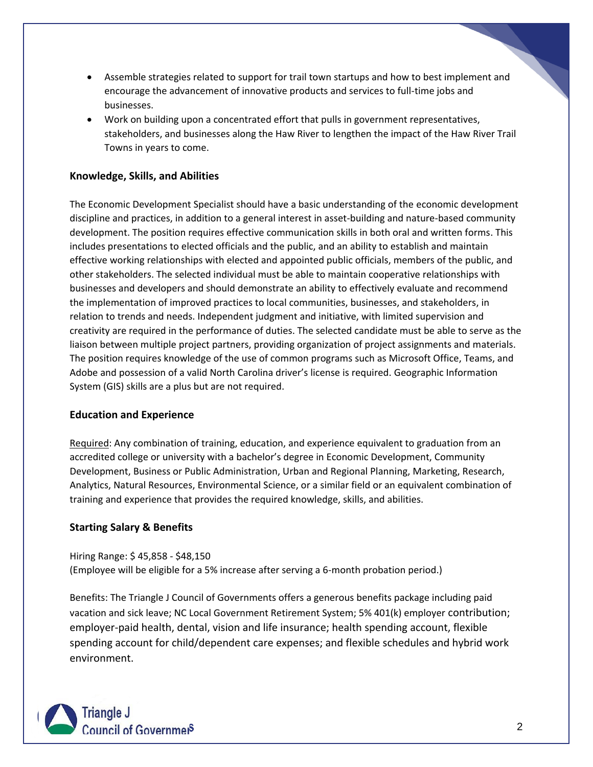- Assemble strategies related to support for trail town startups and how to best implement and encourage the advancement of innovative products and services to full-time jobs and businesses.
- Work on building upon a concentrated effort that pulls in government representatives, stakeholders, and businesses along the Haw River to lengthen the impact of the Haw River Trail Towns in years to come.

### Knowledge, Skills, and Abilities

The Economic Development Specialist should have a basic understanding of the economic development discipline and practices, in addition to a general interest in asset-building and nature-based community development. The position requires effective communication skills in both oral and written forms. This includes presentations to elected officials and the public, and an ability to establish and maintain effective working relationships with elected and appointed public officials, members of the public, and other stakeholders. The selected individual must be able to maintain cooperative relationships with businesses and developers and should demonstrate an ability to effectively evaluate and recommend the implementation of improved practices to local communities, businesses, and stakeholders, in relation to trends and needs. Independent judgment and initiative, with limited supervision and creativity are required in the performance of duties. The selected candidate must be able to serve as the liaison between multiple project partners, providing organization of project assignments and materials. The position requires knowledge of the use of common programs such as Microsoft Office, Teams, and Adobe and possession of a valid North Carolina driver's license is required. Geographic Information System (GIS) skills are a plus but are not required.

### Education and Experience

Required: Any combination of training, education, and experience equivalent to graduation from an accredited college or university with a bachelor's degree in Economic Development, Community Development, Business or Public Administration, Urban and Regional Planning, Marketing, Research, Analytics, Natural Resources, Environmental Science, or a similar field or an equivalent combination of training and experience that provides the required knowledge, skills, and abilities.

### Starting Salary & Benefits

Hiring Range: $ 45,858 - $48,150
(Employee will be eligible for a 5% increase after serving a 6-month probation period.)

Benefits: The Triangle J Council of Governments offers a generous benefits package including paid vacation and sick leave; NC Local Government Retirement System; 5% 401(k) employer contribution; employer-paid health, dental, vision and life insurance; health spending account, flexible spending account for child/dependent care expenses; and flexible schedules and hybrid work environment.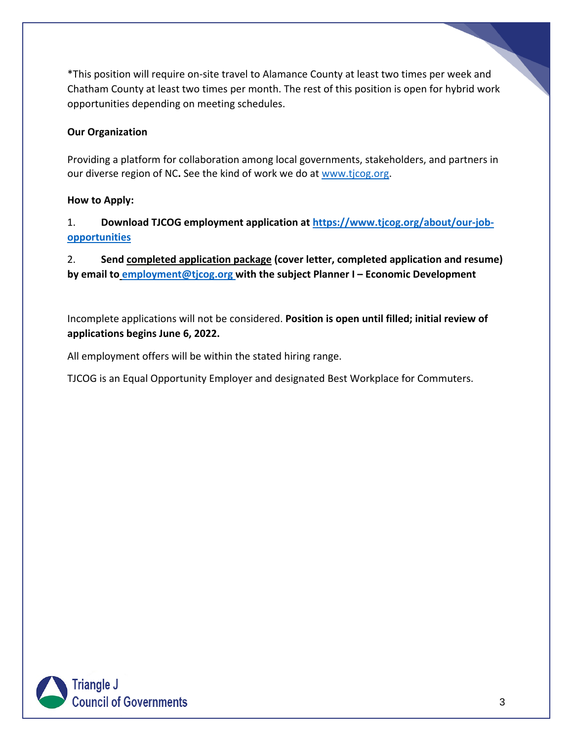*This position will require on-site travel to Alamance County at least two times per week and Chatham County at least two times per month. The rest of this position is open for hybrid work opportunities depending on meeting schedules.

**Our Organization**

Providing a platform for collaboration among local governments, stakeholders, and partners in our diverse region of NC**.** See the kind of work we do at www.tjcog.org.

**How to Apply:**

1. **Download TJCOG employment application at https://www.tjcog.org/about/our-job-opportunities**

2. **Send completed application package (cover letter, completed application and resume) by email to employment@tjcog.org with the subject Planner I – Economic Development**

Incomplete applications will not be considered. **Position is open until filled; initial review of applications begins June 6, 2022.**

All employment offers will be within the stated hiring range.

TJCOG is an Equal Opportunity Employer and designated Best Workplace for Commuters.